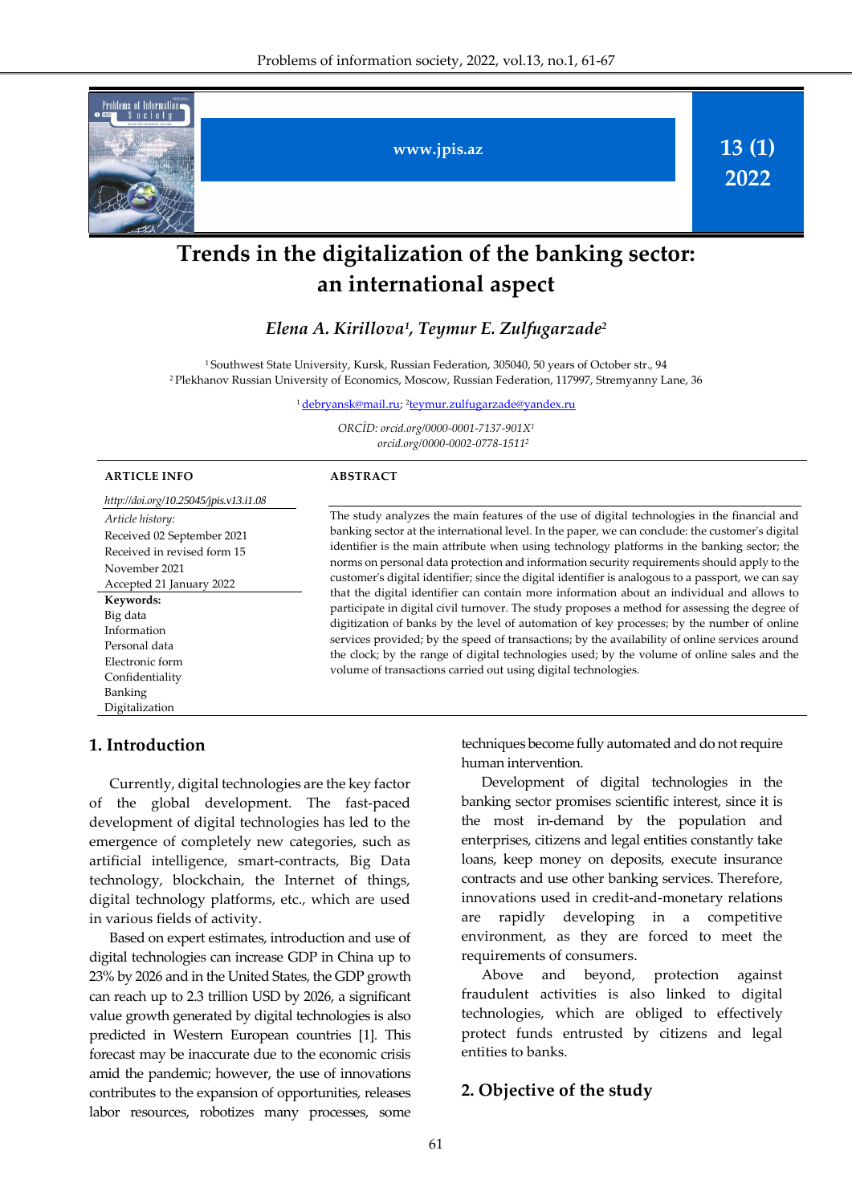www.jpis.az

13 (1) 2022

# Trends in the digitalization of the banking sector: an international aspect

*Elena A. Kirillova[1], Teymur E. Zulfugarzade[2]*

[1] Southwest State University, Kursk, Russian Federation, 305040, 50 years of October str., 94
[2] Plekhanov Russian University of Economics, Moscow, Russian Federation, 117997, Stremyanny Lane, 36

[1] debryansk@mail.ru; [2]teymur.zulfugarzade@yandex.ru

ORCİD: orcid.org/0000-0001-7137-901X[1]
orcid.org/0000-0002-0778-1511[2]

**ARTICLE INFO**

*http://doi.org/10.25045/jpis.v13.i1.08*

*Article history:*
Received 02 September 2021
Received in revised form 15 November 2021
Accepted 21 January 2022

**Keywords:**
Big data
Information
Personal data
Electronic form
Confidentiality
Banking
Digitalization

**ABSTRACT**

The study analyzes the main features of the use of digital technologies in the financial and banking sector at the international level. In the paper, we can conclude: the customer's digital identifier is the main attribute when using technology platforms in the banking sector; the norms on personal data protection and information security requirements should apply to the customer's digital identifier; since the digital identifier is analogous to a passport, we can say that the digital identifier can contain more information about an individual and allows to participate in digital civil turnover. The study proposes a method for assessing the degree of digitization of banks by the level of automation of key processes; by the number of online services provided; by the speed of transactions; by the availability of online services around the clock; by the range of digital technologies used; by the volume of online sales and the volume of transactions carried out using digital technologies.

## 1. Introduction

Currently, digital technologies are the key factor of the global development. The fast-paced development of digital technologies has led to the emergence of completely new categories, such as artificial intelligence, smart-contracts, Big Data technology, blockchain, the Internet of things, digital technology platforms, etc., which are used in various fields of activity.

Based on expert estimates, introduction and use of digital technologies can increase GDP in China up to 23% by 2026 and in the United States, the GDP growth can reach up to 2.3 trillion USD by 2026, a significant value growth generated by digital technologies is also predicted in Western European countries [1]. This forecast may be inaccurate due to the economic crisis amid the pandemic; however, the use of innovations contributes to the expansion of opportunities, releases labor resources, robotizes many processes, some techniques become fully automated and do not require human intervention.

Development of digital technologies in the banking sector promises scientific interest, since it is the most in-demand by the population and enterprises, citizens and legal entities constantly take loans, keep money on deposits, execute insurance contracts and use other banking services. Therefore, innovations used in credit-and-monetary relations are rapidly developing in a competitive environment, as they are forced to meet the requirements of consumers.

Above and beyond, protection against fraudulent activities is also linked to digital technologies, which are obliged to effectively protect funds entrusted by citizens and legal entities to banks.

## 2. Objective of the study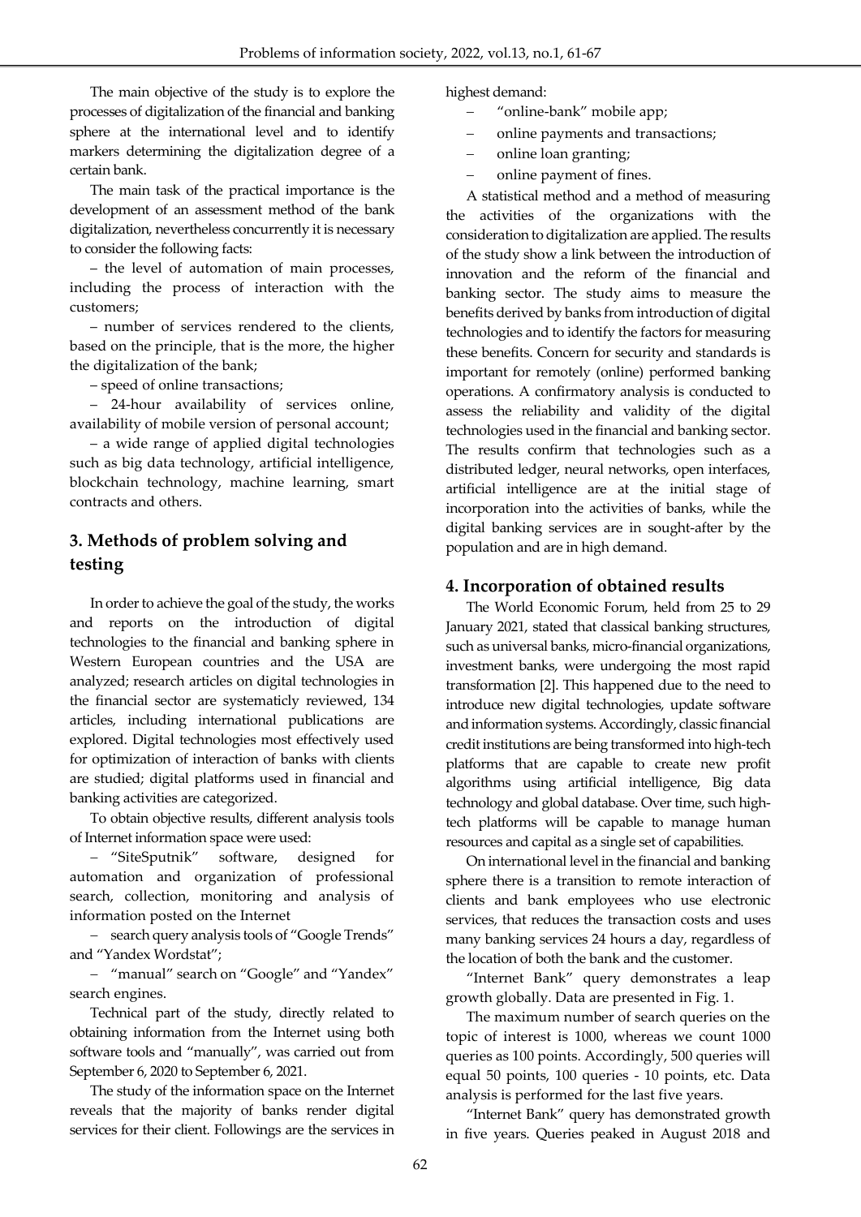The main objective of the study is to explore the processes of digitalization of the financial and banking sphere at the international level and to identify markers determining the digitalization degree of a certain bank.

The main task of the practical importance is the development of an assessment method of the bank digitalization, nevertheless concurrently it is necessary to consider the following facts:

– the level of automation of main processes, including the process of interaction with the customers;

– number of services rendered to the clients, based on the principle, that is the more, the higher the digitalization of the bank;

– speed of online transactions;

– 24-hour availability of services online, availability of mobile version of personal account;

– a wide range of applied digital technologies such as big data technology, artificial intelligence, blockchain technology, machine learning, smart contracts and others.

## 3. Methods of problem solving and testing

In order to achieve the goal of the study, the works and reports on the introduction of digital technologies to the financial and banking sphere in Western European countries and the USA are analyzed; research articles on digital technologies in the financial sector are systematicly reviewed, 134 articles, including international publications are explored. Digital technologies most effectively used for optimization of interaction of banks with clients are studied; digital platforms used in financial and banking activities are categorized.

To obtain objective results, different analysis tools of Internet information space were used:

– "SiteSputnik" software, designed for automation and organization of professional search, collection, monitoring and analysis of information posted on the Internet

– search query analysis tools of "Google Trends" and "Yandex Wordstat";

– "manual" search on "Google" and "Yandex" search engines.

Technical part of the study, directly related to obtaining information from the Internet using both software tools and "manually", was carried out from September 6, 2020 to September 6, 2021.

The study of the information space on the Internet reveals that the majority of banks render digital services for their client. Followings are the services in highest demand:

– "online-bank" mobile app;
– online payments and transactions;
– online loan granting;
– online payment of fines.

A statistical method and a method of measuring the activities of the organizations with the consideration to digitalization are applied. The results of the study show a link between the introduction of innovation and the reform of the financial and banking sector. The study aims to measure the benefits derived by banks from introduction of digital technologies and to identify the factors for measuring these benefits. Concern for security and standards is important for remotely (online) performed banking operations. A confirmatory analysis is conducted to assess the reliability and validity of the digital technologies used in the financial and banking sector. The results confirm that technologies such as a distributed ledger, neural networks, open interfaces, artificial intelligence are at the initial stage of incorporation into the activities of banks, while the digital banking services are in sought-after by the population and are in high demand.

## 4. Incorporation of obtained results

The World Economic Forum, held from 25 to 29 January 2021, stated that classical banking structures, such as universal banks, micro-financial organizations, investment banks, were undergoing the most rapid transformation [2]. This happened due to the need to introduce new digital technologies, update software and information systems. Accordingly, classic financial credit institutions are being transformed into high-tech platforms that are capable to create new profit algorithms using artificial intelligence, Big data technology and global database. Over time, such high-tech platforms will be capable to manage human resources and capital as a single set of capabilities.

On international level in the financial and banking sphere there is a transition to remote interaction of clients and bank employees who use electronic services, that reduces the transaction costs and uses many banking services 24 hours a day, regardless of the location of both the bank and the customer.

"Internet Bank" query demonstrates a leap growth globally. Data are presented in Fig. 1.

The maximum number of search queries on the topic of interest is 1000, whereas we count 1000 queries as 100 points. Accordingly, 500 queries will equal 50 points, 100 queries - 10 points, etc. Data analysis is performed for the last five years.

"Internet Bank" query has demonstrated growth in five years. Queries peaked in August 2018 and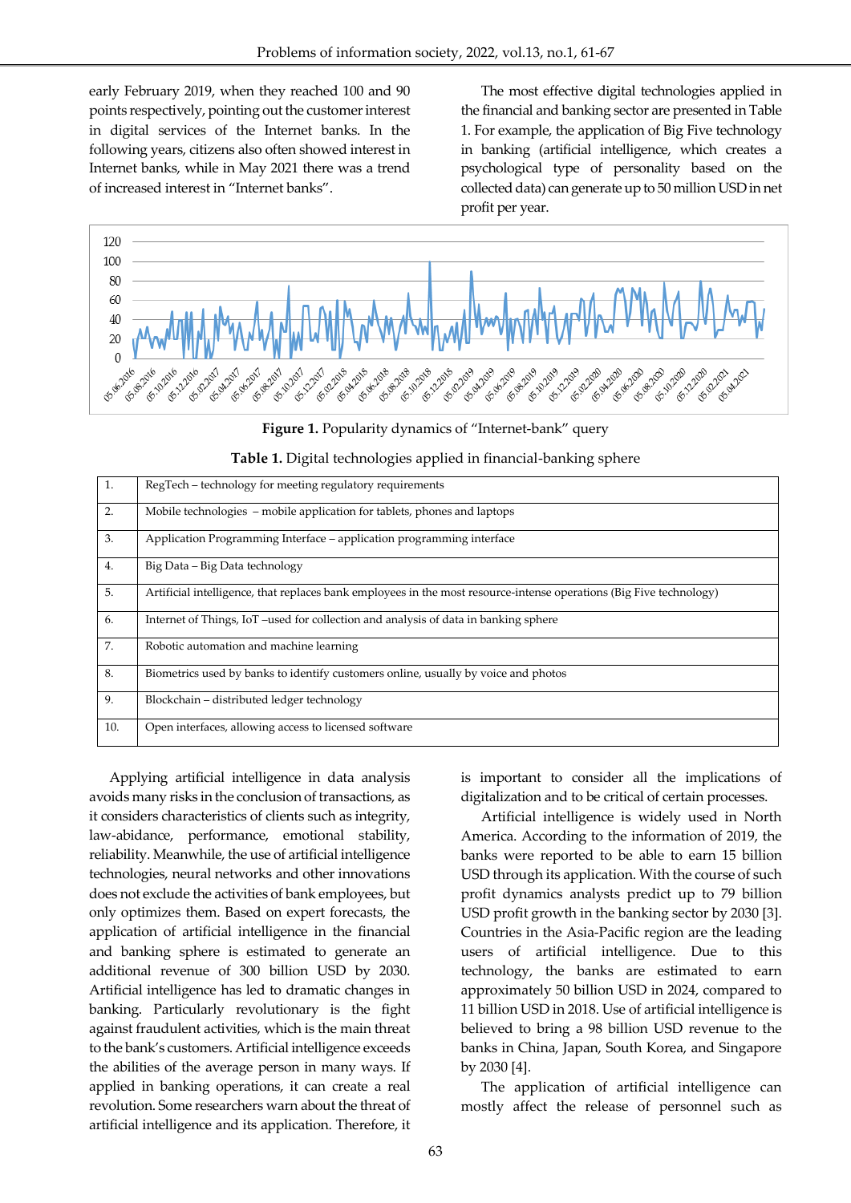early February 2019, when they reached 100 and 90 points respectively, pointing out the customer interest in digital services of the Internet banks. In the following years, citizens also often showed interest in Internet banks, while in May 2021 there was a trend of increased interest in "Internet banks".

The most effective digital technologies applied in the financial and banking sector are presented in Table 1. For example, the application of Big Five technology in banking (artificial intelligence, which creates a psychological type of personality based on the collected data) can generate up to 50 million USD in net profit per year.

**Figure 1.** Popularity dynamics of "Internet-bank" query

**Table 1.** Digital technologies applied in financial-banking sphere

| | |
|---|---|
| 1. | RegTech – technology for meeting regulatory requirements |
| 2. | Mobile technologies – mobile application for tablets, phones and laptops |
| 3. | Application Programming Interface – application programming interface |
| 4. | Big Data – Big Data technology |
| 5. | Artificial intelligence, that replaces bank employees in the most resource-intense operations (Big Five technology) |
| 6. | Internet of Things, IoT –used for collection and analysis of data in banking sphere |
| 7. | Robotic automation and machine learning |
| 8. | Biometrics used by banks to identify customers online, usually by voice and photos |
| 9. | Blockchain – distributed ledger technology |
| 10. | Open interfaces, allowing access to licensed software |

Applying artificial intelligence in data analysis avoids many risks in the conclusion of transactions, as it considers characteristics of clients such as integrity, law-abidance, performance, emotional stability, reliability. Meanwhile, the use of artificial intelligence technologies, neural networks and other innovations does not exclude the activities of bank employees, but only optimizes them. Based on expert forecasts, the application of artificial intelligence in the financial and banking sphere is estimated to generate an additional revenue of 300 billion USD by 2030. Artificial intelligence has led to dramatic changes in banking. Particularly revolutionary is the fight against fraudulent activities, which is the main threat to the bank's customers. Artificial intelligence exceeds the abilities of the average person in many ways. If applied in banking operations, it can create a real revolution. Some researchers warn about the threat of artificial intelligence and its application. Therefore, it is important to consider all the implications of digitalization and to be critical of certain processes.

Artificial intelligence is widely used in North America. According to the information of 2019, the banks were reported to be able to earn 15 billion USD through its application. With the course of such profit dynamics analysts predict up to 79 billion USD profit growth in the banking sector by 2030 [3]. Countries in the Asia-Pacific region are the leading users of artificial intelligence. Due to this technology, the banks are estimated to earn approximately 50 billion USD in 2024, compared to 11 billion USD in 2018. Use of artificial intelligence is believed to bring a 98 billion USD revenue to the banks in China, Japan, South Korea, and Singapore by 2030 [4].

The application of artificial intelligence can mostly affect the release of personnel such as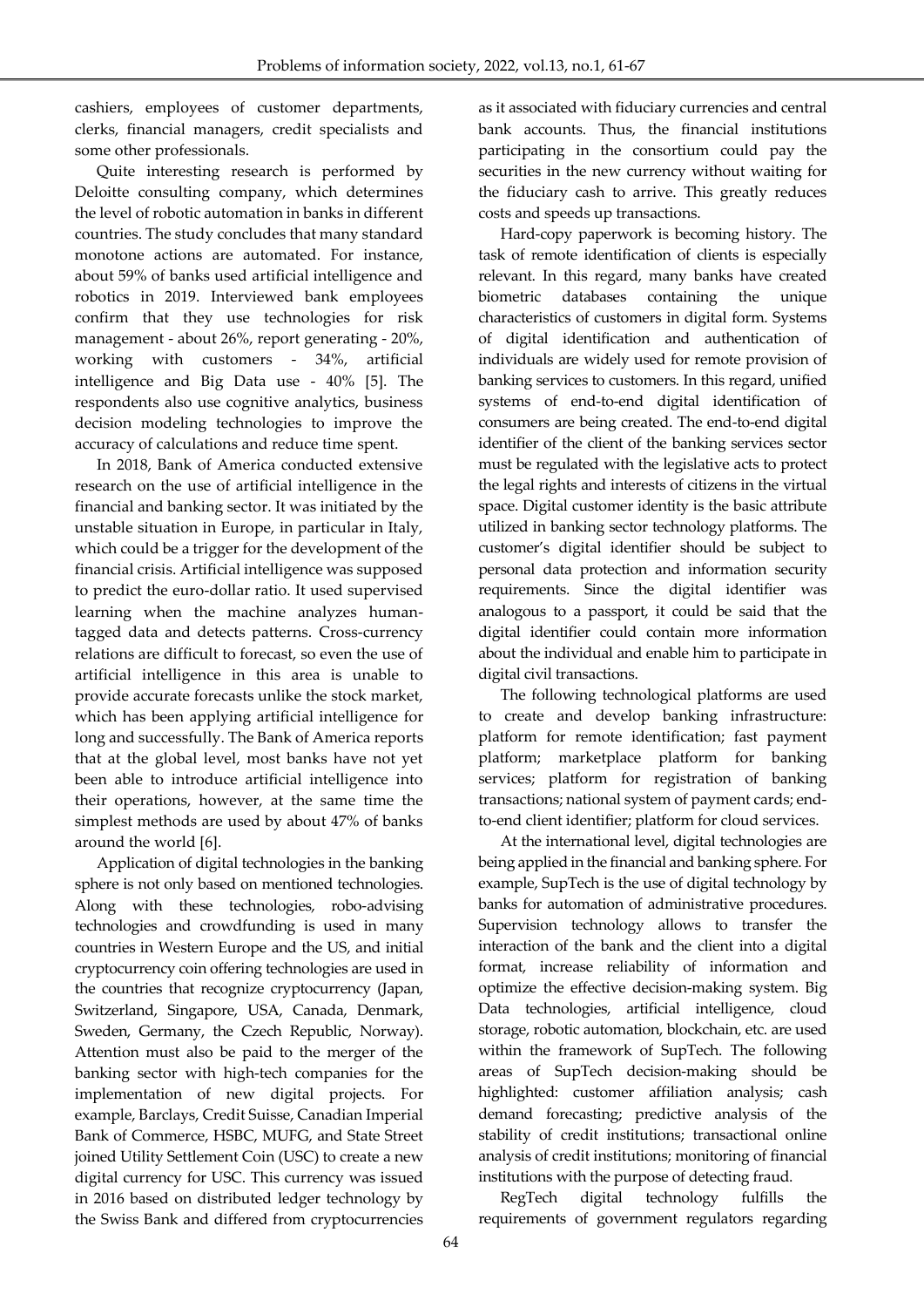cashiers, employees of customer departments, clerks, financial managers, credit specialists and some other professionals.

Quite interesting research is performed by Deloitte consulting company, which determines the level of robotic automation in banks in different countries. The study concludes that many standard monotone actions are automated. For instance, about 59% of banks used artificial intelligence and robotics in 2019. Interviewed bank employees confirm that they use technologies for risk management - about 26%, report generating - 20%, working with customers - 34%, artificial intelligence and Big Data use - 40% [5]. The respondents also use cognitive analytics, business decision modeling technologies to improve the accuracy of calculations and reduce time spent.

In 2018, Bank of America conducted extensive research on the use of artificial intelligence in the financial and banking sector. It was initiated by the unstable situation in Europe, in particular in Italy, which could be a trigger for the development of the financial crisis. Artificial intelligence was supposed to predict the euro-dollar ratio. It used supervised learning when the machine analyzes human-tagged data and detects patterns. Cross-currency relations are difficult to forecast, so even the use of artificial intelligence in this area is unable to provide accurate forecasts unlike the stock market, which has been applying artificial intelligence for long and successfully. The Bank of America reports that at the global level, most banks have not yet been able to introduce artificial intelligence into their operations, however, at the same time the simplest methods are used by about 47% of banks around the world [6].

Application of digital technologies in the banking sphere is not only based on mentioned technologies. Along with these technologies, robo-advising technologies and crowdfunding is used in many countries in Western Europe and the US, and initial cryptocurrency coin offering technologies are used in the countries that recognize cryptocurrency (Japan, Switzerland, Singapore, USA, Canada, Denmark, Sweden, Germany, the Czech Republic, Norway). Attention must also be paid to the merger of the banking sector with high-tech companies for the implementation of new digital projects. For example, Barclays, Credit Suisse, Canadian Imperial Bank of Commerce, HSBC, MUFG, and State Street joined Utility Settlement Coin (USC) to create a new digital currency for USC. This currency was issued in 2016 based on distributed ledger technology by the Swiss Bank and differed from cryptocurrencies as it associated with fiduciary currencies and central bank accounts. Thus, the financial institutions participating in the consortium could pay the securities in the new currency without waiting for the fiduciary cash to arrive. This greatly reduces costs and speeds up transactions.

Hard-copy paperwork is becoming history. The task of remote identification of clients is especially relevant. In this regard, many banks have created biometric databases containing the unique characteristics of customers in digital form. Systems of digital identification and authentication of individuals are widely used for remote provision of banking services to customers. In this regard, unified systems of end-to-end digital identification of consumers are being created. The end-to-end digital identifier of the client of the banking services sector must be regulated with the legislative acts to protect the legal rights and interests of citizens in the virtual space. Digital customer identity is the basic attribute utilized in banking sector technology platforms. The customer's digital identifier should be subject to personal data protection and information security requirements. Since the digital identifier was analogous to a passport, it could be said that the digital identifier could contain more information about the individual and enable him to participate in digital civil transactions.

The following technological platforms are used to create and develop banking infrastructure: platform for remote identification; fast payment platform; marketplace platform for banking services; platform for registration of banking transactions; national system of payment cards; end-to-end client identifier; platform for cloud services.

At the international level, digital technologies are being applied in the financial and banking sphere. For example, SupTech is the use of digital technology by banks for automation of administrative procedures. Supervision technology allows to transfer the interaction of the bank and the client into a digital format, increase reliability of information and optimize the effective decision-making system. Big Data technologies, artificial intelligence, cloud storage, robotic automation, blockchain, etc. are used within the framework of SupTech. The following areas of SupTech decision-making should be highlighted: customer affiliation analysis; cash demand forecasting; predictive analysis of the stability of credit institutions; transactional online analysis of credit institutions; monitoring of financial institutions with the purpose of detecting fraud.

RegTech digital technology fulfills the requirements of government regulators regarding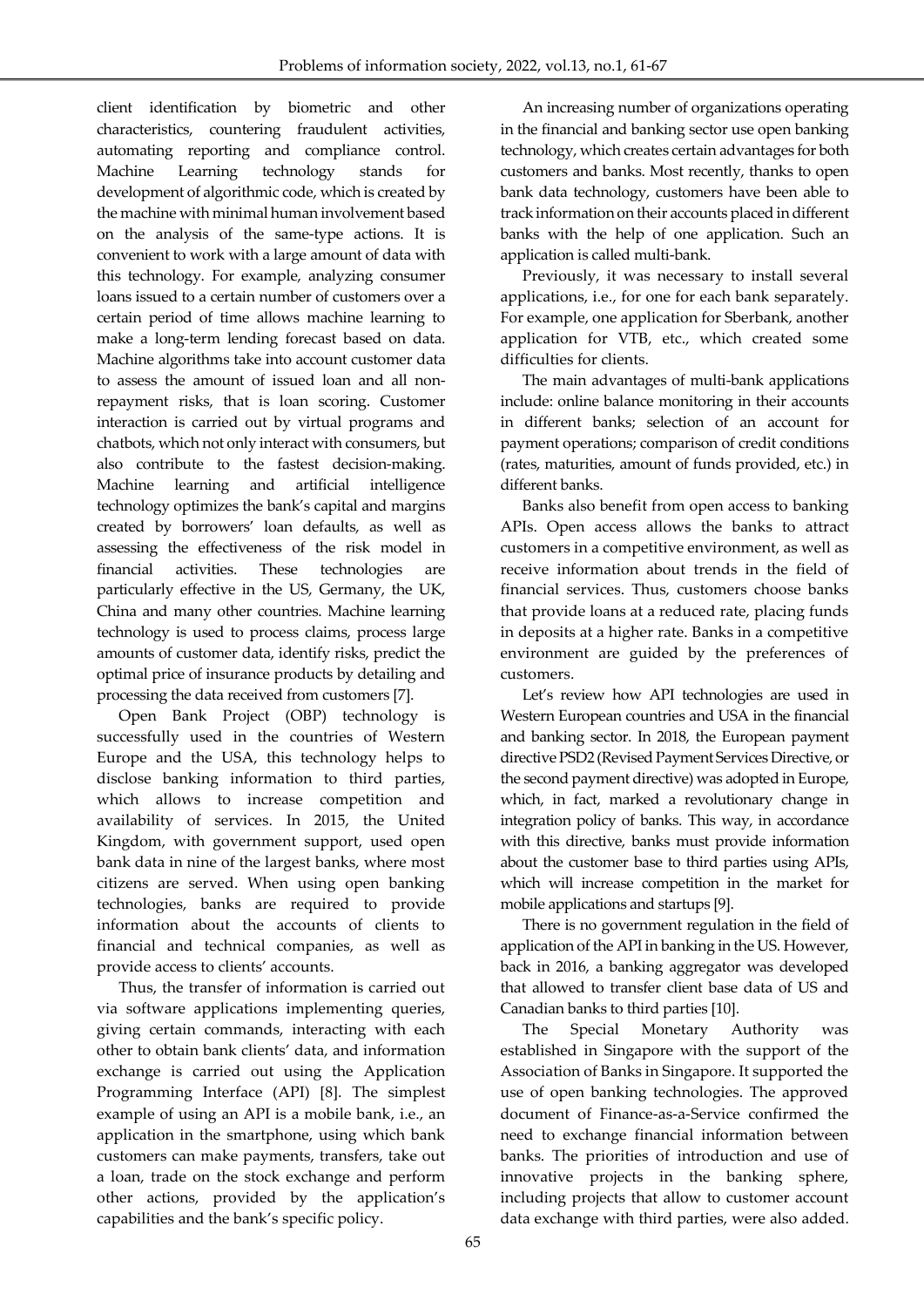client identification by biometric and other characteristics, countering fraudulent activities, automating reporting and compliance control. Machine Learning technology stands for development of algorithmic code, which is created by the machine with minimal human involvement based on the analysis of the same-type actions. It is convenient to work with a large amount of data with this technology. For example, analyzing consumer loans issued to a certain number of customers over a certain period of time allows machine learning to make a long-term lending forecast based on data. Machine algorithms take into account customer data to assess the amount of issued loan and all non-repayment risks, that is loan scoring. Customer interaction is carried out by virtual programs and chatbots, which not only interact with consumers, but also contribute to the fastest decision-making. Machine learning and artificial intelligence technology optimizes the bank's capital and margins created by borrowers' loan defaults, as well as assessing the effectiveness of the risk model in financial activities. These technologies are particularly effective in the US, Germany, the UK, China and many other countries. Machine learning technology is used to process claims, process large amounts of customer data, identify risks, predict the optimal price of insurance products by detailing and processing the data received from customers [7].

Open Bank Project (OBP) technology is successfully used in the countries of Western Europe and the USA, this technology helps to disclose banking information to third parties, which allows to increase competition and availability of services. In 2015, the United Kingdom, with government support, used open bank data in nine of the largest banks, where most citizens are served. When using open banking technologies, banks are required to provide information about the accounts of clients to financial and technical companies, as well as provide access to clients' accounts.

Thus, the transfer of information is carried out via software applications implementing queries, giving certain commands, interacting with each other to obtain bank clients' data, and information exchange is carried out using the Application Programming Interface (API) [8]. The simplest example of using an API is a mobile bank, i.e., an application in the smartphone, using which bank customers can make payments, transfers, take out a loan, trade on the stock exchange and perform other actions, provided by the application's capabilities and the bank's specific policy.

An increasing number of organizations operating in the financial and banking sector use open banking technology, which creates certain advantages for both customers and banks. Most recently, thanks to open bank data technology, customers have been able to track information on their accounts placed in different banks with the help of one application. Such an application is called multi-bank.

Previously, it was necessary to install several applications, i.e., for one for each bank separately. For example, one application for Sberbank, another application for VTB, etc., which created some difficulties for clients.

The main advantages of multi-bank applications include: online balance monitoring in their accounts in different banks; selection of an account for payment operations; comparison of credit conditions (rates, maturities, amount of funds provided, etc.) in different banks.

Banks also benefit from open access to banking APIs. Open access allows the banks to attract customers in a competitive environment, as well as receive information about trends in the field of financial services. Thus, customers choose banks that provide loans at a reduced rate, placing funds in deposits at a higher rate. Banks in a competitive environment are guided by the preferences of customers.

Let's review how API technologies are used in Western European countries and USA in the financial and banking sector. In 2018, the European payment directive PSD2 (Revised Payment Services Directive, or the second payment directive) was adopted in Europe, which, in fact, marked a revolutionary change in integration policy of banks. This way, in accordance with this directive, banks must provide information about the customer base to third parties using APIs, which will increase competition in the market for mobile applications and startups [9].

There is no government regulation in the field of application of the API in banking in the US. However, back in 2016, a banking aggregator was developed that allowed to transfer client base data of US and Canadian banks to third parties [10].

The Special Monetary Authority was established in Singapore with the support of the Association of Banks in Singapore. It supported the use of open banking technologies. The approved document of Finance-as-a-Service confirmed the need to exchange financial information between banks. The priorities of introduction and use of innovative projects in the banking sphere, including projects that allow to customer account data exchange with third parties, were also added.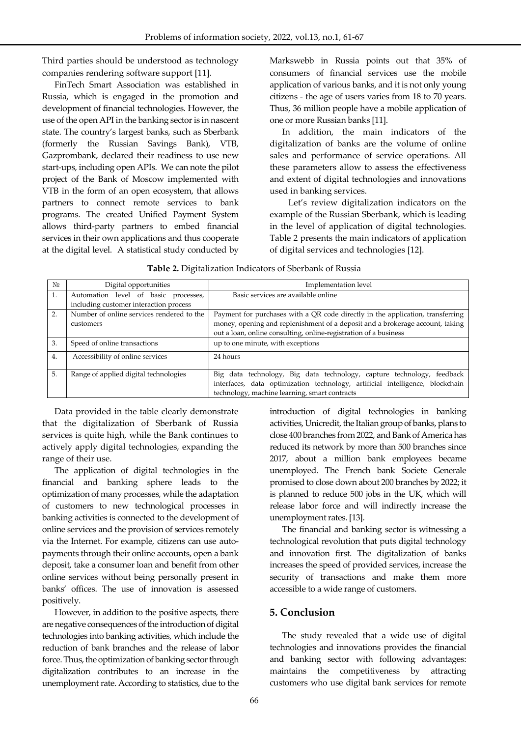Third parties should be understood as technology companies rendering software support [11].

FinTech Smart Association was established in Russia, which is engaged in the promotion and development of financial technologies. However, the use of the open API in the banking sector is in nascent state. The country's largest banks, such as Sberbank (formerly the Russian Savings Bank), VTB, Gazprombank, declared their readiness to use new start-ups, including open APIs. We can note the pilot project of the Bank of Moscow implemented with VTB in the form of an open ecosystem, that allows partners to connect remote services to bank programs. The created Unified Payment System allows third-party partners to embed financial services in their own applications and thus cooperate at the digital level. A statistical study conducted by Markswebb in Russia points out that 35% of consumers of financial services use the mobile application of various banks, and it is not only young citizens - the age of users varies from 18 to 70 years. Thus, 36 million people have a mobile application of one or more Russian banks [11].

In addition, the main indicators of the digitalization of banks are the volume of online sales and performance of service operations. All these parameters allow to assess the effectiveness and extent of digital technologies and innovations used in banking services.

Let's review digitalization indicators on the example of the Russian Sberbank, which is leading in the level of application of digital technologies. Table 2 presents the main indicators of application of digital services and technologies [12].

**Table 2.** Digitalization Indicators of Sberbank of Russia

| № | Digital opportunities | Implementation level |
|---|---|---|
| 1. | Automation level of basic processes, including customer interaction process | Basic services are available online |
| 2. | Number of online services rendered to the customers | Payment for purchases with a QR code directly in the application, transferring money, opening and replenishment of a deposit and a brokerage account, taking out a loan, online consulting, online-registration of a business |
| 3. | Speed of online transactions | up to one minute, with exceptions |
| 4. | Accessibility of online services | 24 hours |
| 5. | Range of applied digital technologies | Big data technology, Big data technology, capture technology, feedback interfaces, data optimization technology, artificial intelligence, blockchain technology, machine learning, smart contracts |

Data provided in the table clearly demonstrate that the digitalization of Sberbank of Russia services is quite high, while the Bank continues to actively apply digital technologies, expanding the range of their use.

The application of digital technologies in the financial and banking sphere leads to the optimization of many processes, while the adaptation of customers to new technological processes in banking activities is connected to the development of online services and the provision of services remotely via the Internet. For example, citizens can use auto-payments through their online accounts, open a bank deposit, take a consumer loan and benefit from other online services without being personally present in banks' offices. The use of innovation is assessed positively.

However, in addition to the positive aspects, there are negative consequences of the introduction of digital technologies into banking activities, which include the reduction of bank branches and the release of labor force. Thus, the optimization of banking sector through digitalization contributes to an increase in the unemployment rate. According to statistics, due to the introduction of digital technologies in banking activities, Unicredit, the Italian group of banks, plans to close 400 branches from 2022, and Bank of America has reduced its network by more than 500 branches since 2017, about a million bank employees became unemployed. The French bank Societe Generale promised to close down about 200 branches by 2022; it is planned to reduce 500 jobs in the UK, which will release labor force and will indirectly increase the unemployment rates. [13].

The financial and banking sector is witnessing a technological revolution that puts digital technology and innovation first. The digitalization of banks increases the speed of provided services, increase the security of transactions and make them more accessible to a wide range of customers.

## 5. Conclusion

The study revealed that a wide use of digital technologies and innovations provides the financial and banking sector with following advantages: maintains the competitiveness by attracting customers who use digital bank services for remote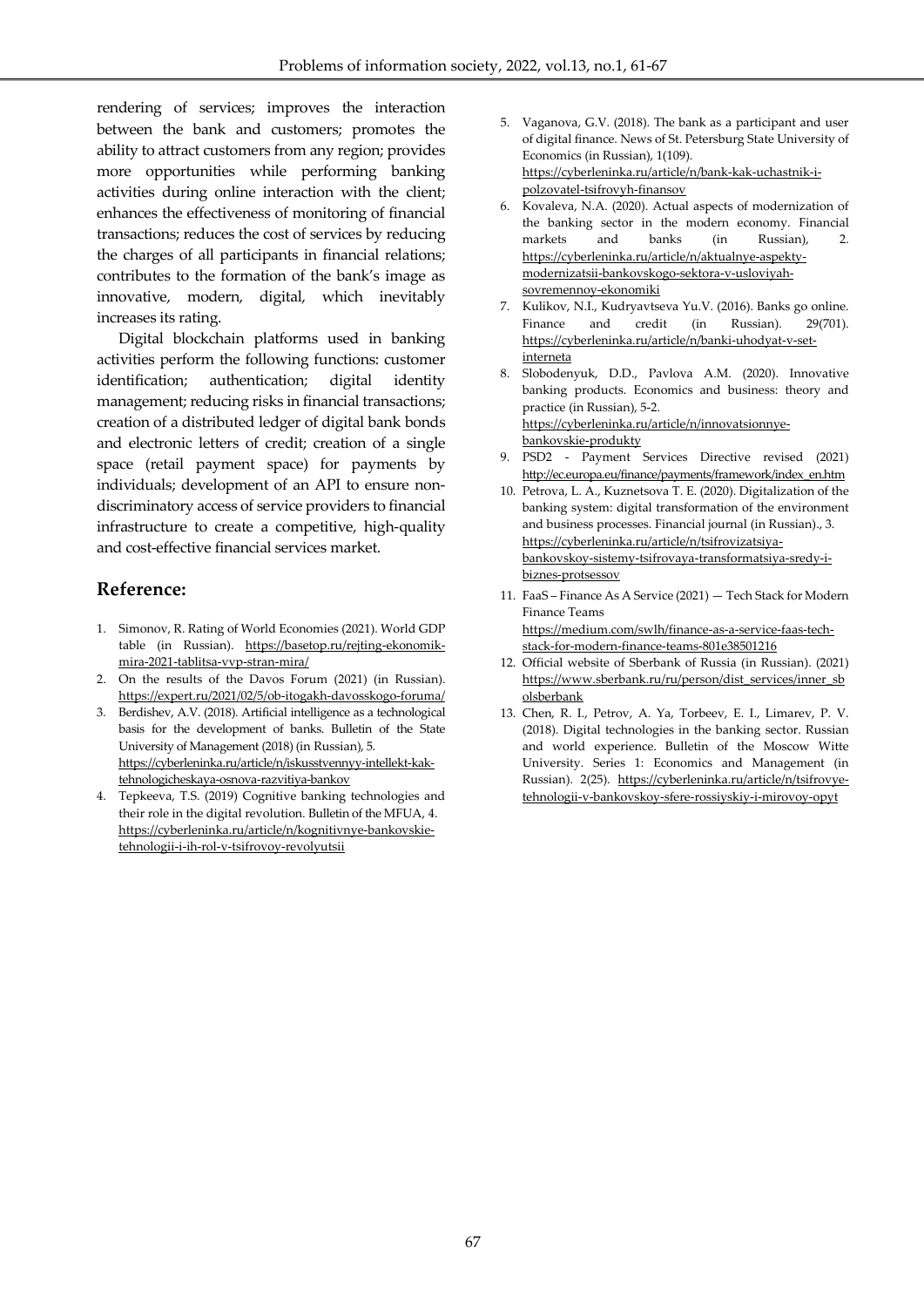rendering of services; improves the interaction between the bank and customers; promotes the ability to attract customers from any region; provides more opportunities while performing banking activities during online interaction with the client; enhances the effectiveness of monitoring of financial transactions; reduces the cost of services by reducing the charges of all participants in financial relations; contributes to the formation of the bank's image as innovative, modern, digital, which inevitably increases its rating.

Digital blockchain platforms used in banking activities perform the following functions: customer identification; authentication; digital identity management; reducing risks in financial transactions; creation of a distributed ledger of digital bank bonds and electronic letters of credit; creation of a single space (retail payment space) for payments by individuals; development of an API to ensure non-discriminatory access of service providers to financial infrastructure to create a competitive, high-quality and cost-effective financial services market.

## Reference:

1. Simonov, R. Rating of World Economies (2021). World GDP table (in Russian). https://basetop.ru/rejting-ekonomik-mira-2021-tablitsa-vvp-stran-mira/
2. On the results of the Davos Forum (2021) (in Russian). https://expert.ru/2021/02/5/ob-itogakh-davosskogo-foruma/
3. Berdishev, A.V. (2018). Artificial intelligence as a technological basis for the development of banks. Bulletin of the State University of Management (2018) (in Russian), 5. https://cyberleninka.ru/article/n/iskusstvennyy-intellekt-kak-tehnologicheskaya-osnova-razvitiya-bankov
4. Tepkeeva, T.S. (2019) Cognitive banking technologies and their role in the digital revolution. Bulletin of the MFUA, 4. https://cyberleninka.ru/article/n/kognitivnye-bankovskie-tehnologii-i-ih-rol-v-tsifrovoy-revolyutsii
5. Vaganova, G.V. (2018). The bank as a participant and user of digital finance. News of St. Petersburg State University of Economics (in Russian), 1(109). https://cyberleninka.ru/article/n/bank-kak-uchastnik-i-polzovatel-tsifrovyh-finansov
6. Kovaleva, N.A. (2020). Actual aspects of modernization of the banking sector in the modern economy. Financial markets and banks (in Russian), 2. https://cyberleninka.ru/article/n/aktualnye-aspekty-modernizatsii-bankovskogo-sektora-v-usloviyah-sovremennoy-ekonomiki
7. Kulikov, N.I., Kudryavtseva Yu.V. (2016). Banks go online. Finance and credit (in Russian). 29(701). https://cyberleninka.ru/article/n/banki-uhodyat-v-set-interneta
8. Slobodenyuk, D.D., Pavlova A.M. (2020). Innovative banking products. Economics and business: theory and practice (in Russian), 5-2. https://cyberleninka.ru/article/n/innovatsionnye-bankovskie-produkty
9. PSD2 - Payment Services Directive revised (2021) http://ec.europa.eu/finance/payments/framework/index_en.htm
10. Petrova, L. A., Kuznetsova T. E. (2020). Digitalization of the banking system: digital transformation of the environment and business processes. Financial journal (in Russian)., 3. https://cyberleninka.ru/article/n/tsifrovizatsiya-bankovskoy-sistemy-tsifrovaya-transformatsiya-sredy-i-biznes-protsessov
11. FaaS – Finance As A Service (2021) — Tech Stack for Modern Finance Teams https://medium.com/swlh/finance-as-a-service-faas-tech-stack-for-modern-finance-teams-801e38501216
12. Official website of Sberbank of Russia (in Russian). (2021) https://www.sberbank.ru/ru/person/dist_services/inner_sbolsberbank
13. Chen, R. I., Petrov, A. Ya, Torbeev, E. I., Limarev, P. V. (2018). Digital technologies in the banking sector. Russian and world experience. Bulletin of the Moscow Witte University. Series 1: Economics and Management (in Russian). 2(25). https://cyberleninka.ru/article/n/tsifrovye-tehnologii-v-bankovskoy-sfere-rossiyskiy-i-mirovoy-opyt